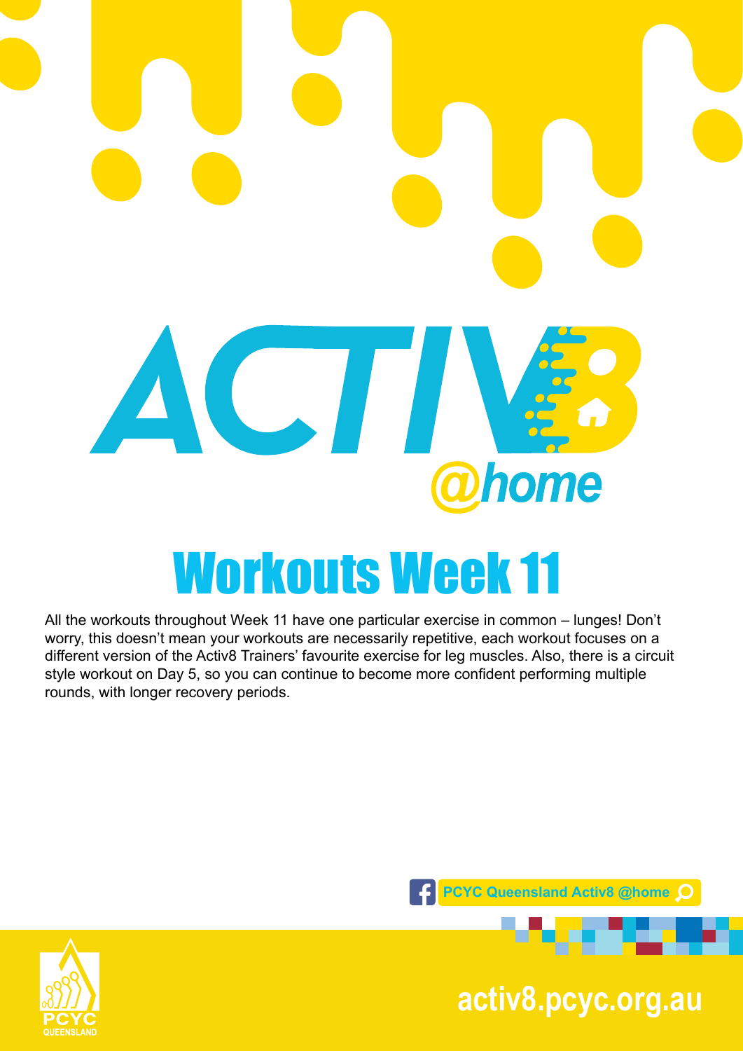# ACTIV8 @home

# Workouts Week 11

All the workouts throughout Week 11 have one particular exercise in common – lunges! Don't worry, this doesn't mean your workouts are necessarily repetitive, each workout focuses on a different version of the Activ8 Trainers' favourite exercise for leg muscles. Also, there is a circuit style workout on Day 5, so you can continue to become more confident performing multiple rounds, with longer recovery periods.

PCYC Queensland Activ8 @home

PCYC QUEENSLAND

activ8.pcyc.org.au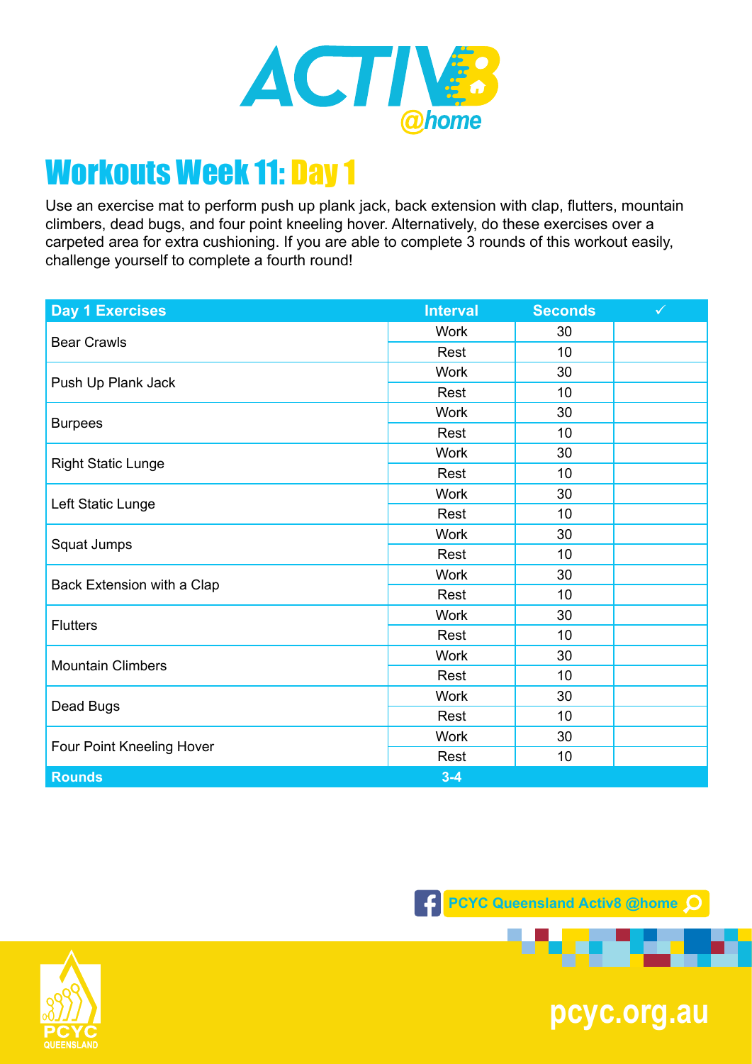# ACTIV8 @home

## Workouts Week 11: Day 1

Use an exercise mat to perform push up plank jack, back extension with clap, flutters, mountain climbers, dead bugs, and four point kneeling hover. Alternatively, do these exercises over a carpeted area for extra cushioning. If you are able to complete 3 rounds of this workout easily, challenge yourself to complete a fourth round!

| Day 1 Exercises | Interval | Seconds | ✓ |
|---|---|---|---|
| Bear Crawls | Work | 30 | |
| | Rest | 10 | |
| Push Up Plank Jack | Work | 30 | |
| | Rest | 10 | |
| Burpees | Work | 30 | |
| | Rest | 10 | |
| Right Static Lunge | Work | 30 | |
| | Rest | 10 | |
| Left Static Lunge | Work | 30 | |
| | Rest | 10 | |
| Squat Jumps | Work | 30 | |
| | Rest | 10 | |
| Back Extension with a Clap | Work | 30 | |
| | Rest | 10 | |
| Flutters | Work | 30 | |
| | Rest | 10 | |
| Mountain Climbers | Work | 30 | |
| | Rest | 10 | |
| Dead Bugs | Work | 30 | |
| | Rest | 10 | |
| Four Point Kneeling Hover | Work | 30 | |
| | Rest | 10 | |
| **Rounds** | **3-4** | | |

PCYC Queensland Activ8 @home

PCYC QUEENSLAND

pcyc.org.au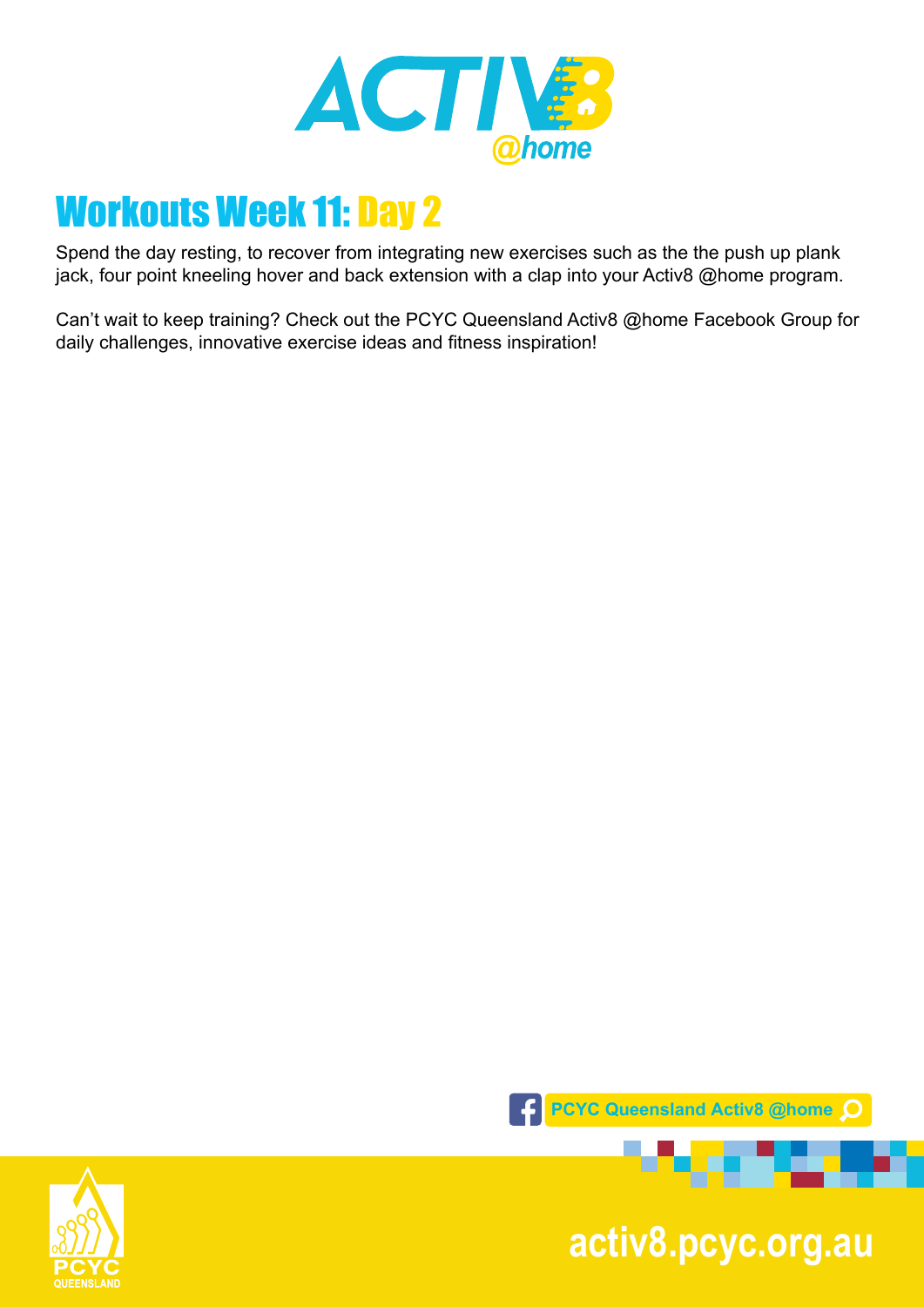# Workouts Week 11: Day 2

Spend the day resting, to recover from integrating new exercises such as the the push up plank jack, four point kneeling hover and back extension with a clap into your Activ8 @home program.

Can't wait to keep training? Check out the PCYC Queensland Activ8 @home Facebook Group for daily challenges, innovative exercise ideas and fitness inspiration!

PCYC Queensland Activ8 @home

activ8.pcyc.org.au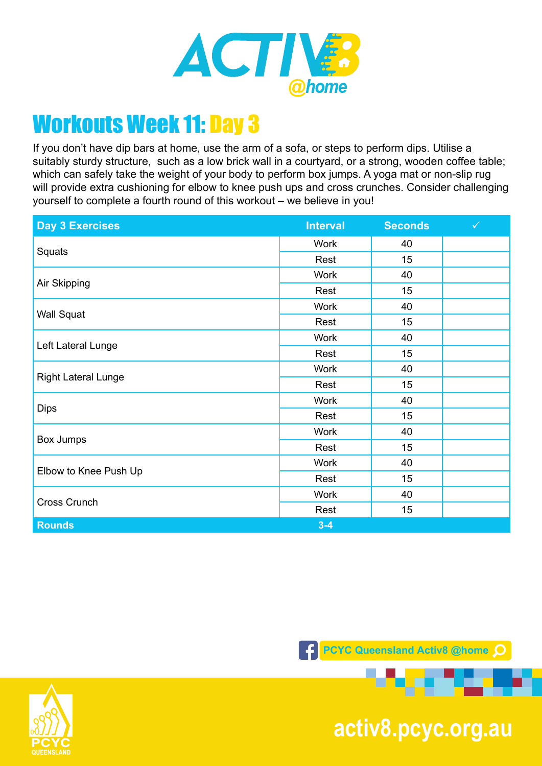# ACTIV8 @home

## Workouts Week 11: Day 3

If you don't have dip bars at home, use the arm of a sofa, or steps to perform dips. Utilise a suitably sturdy structure, such as a low brick wall in a courtyard, or a strong, wooden coffee table; which can safely take the weight of your body to perform box jumps. A yoga mat or non-slip rug will provide extra cushioning for elbow to knee push ups and cross crunches. Consider challenging yourself to complete a fourth round of this workout – we believe in you!

| Day 3 Exercises | Interval | Seconds | ✓ |
|---|---|---|---|
| Squats | Work | 40 | |
| | Rest | 15 | |
| Air Skipping | Work | 40 | |
| | Rest | 15 | |
| Wall Squat | Work | 40 | |
| | Rest | 15 | |
| Left Lateral Lunge | Work | 40 | |
| | Rest | 15 | |
| Right Lateral Lunge | Work | 40 | |
| | Rest | 15 | |
| Dips | Work | 40 | |
| | Rest | 15 | |
| Box Jumps | Work | 40 | |
| | Rest | 15 | |
| Elbow to Knee Push Up | Work | 40 | |
| | Rest | 15 | |
| Cross Crunch | Work | 40 | |
| | Rest | 15 | |
| **Rounds** | **3-4** | | |

PCYC Queensland Activ8 @home

PCYC QUEENSLAND

activ8.pcyc.org.au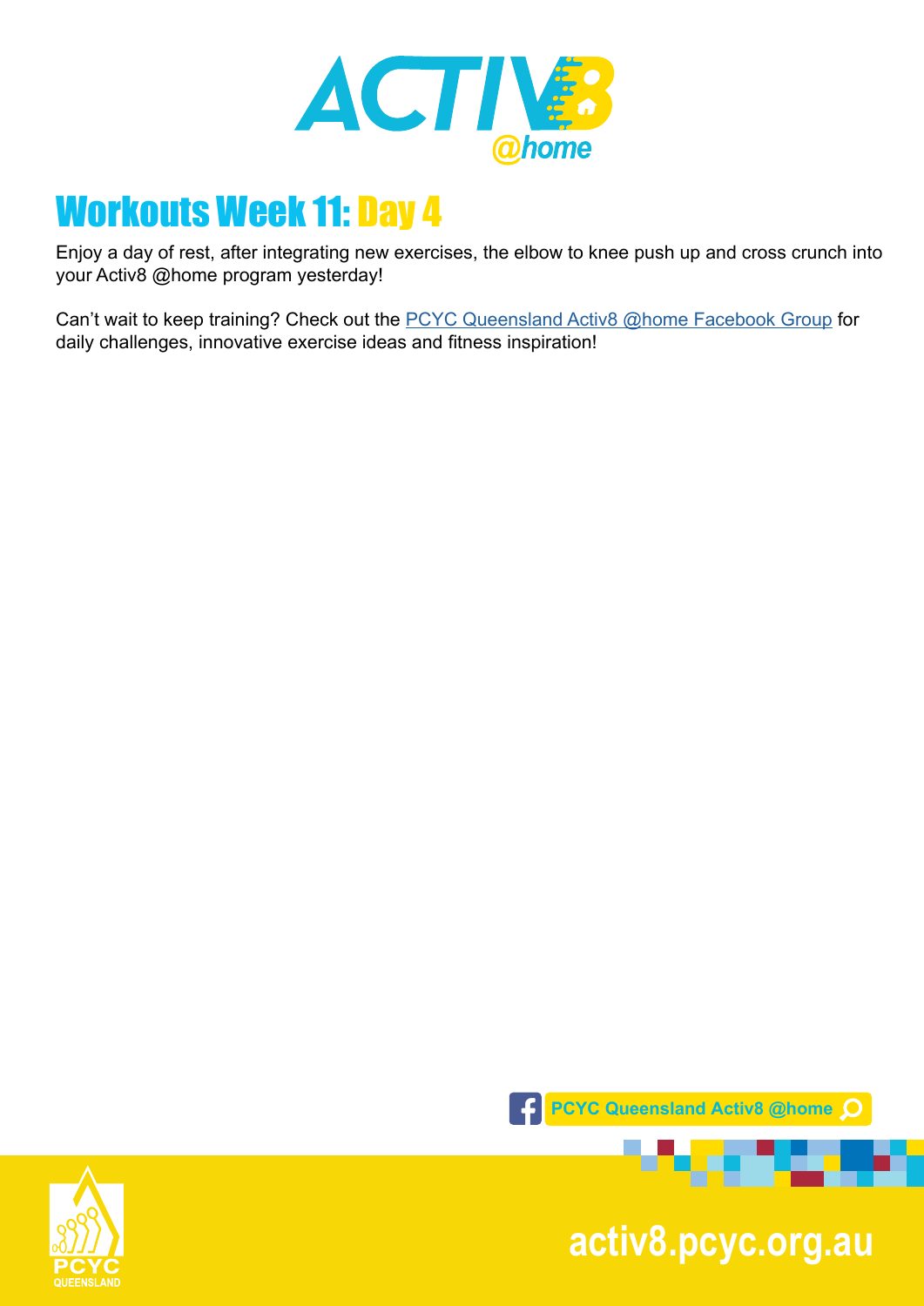# Workouts Week 11: Day 4

Enjoy a day of rest, after integrating new exercises, the elbow to knee push up and cross crunch into your Activ8 @home program yesterday!

Can't wait to keep training? Check out the PCYC Queensland Activ8 @home Facebook Group for daily challenges, innovative exercise ideas and fitness inspiration!

PCYC Queensland Activ8 @home

activ8.pcyc.org.au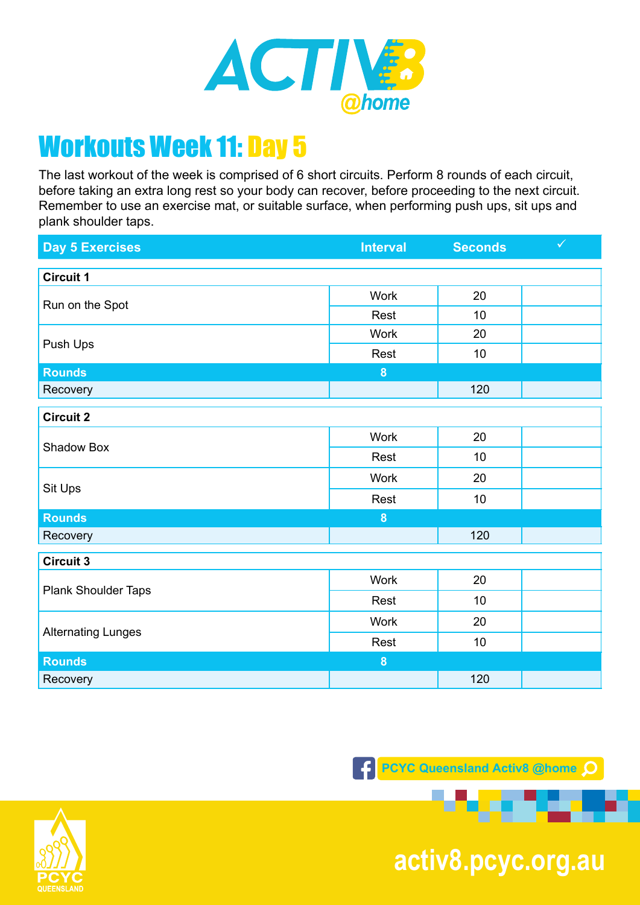# Workouts Week 11: Day 5

The last workout of the week is comprised of 6 short circuits. Perform 8 rounds of each circuit, before taking an extra long rest so your body can recover, before proceeding to the next circuit. Remember to use an exercise mat, or suitable surface, when performing push ups, sit ups and plank shoulder taps.

| Day 5 Exercises | Interval | Seconds | ✓ |
|---|---|---|---|
| **Circuit 1** | | | |
| Run on the Spot | Work | 20 | |
| | Rest | 10 | |
| Push Ups | Work | 20 | |
| | Rest | 10 | |
| **Rounds** | 8 | | |
| Recovery | | 120 | |
| **Circuit 2** | | | |
| Shadow Box | Work | 20 | |
| | Rest | 10 | |
| Sit Ups | Work | 20 | |
| | Rest | 10 | |
| **Rounds** | 8 | | |
| Recovery | | 120 | |
| **Circuit 3** | | | |
| Plank Shoulder Taps | Work | 20 | |
| | Rest | 10 | |
| Alternating Lunges | Work | 20 | |
| | Rest | 10 | |
| **Rounds** | 8 | | |
| Recovery | | 120 | |

PCYC Queensland Activ8 @home

activ8.pcyc.org.au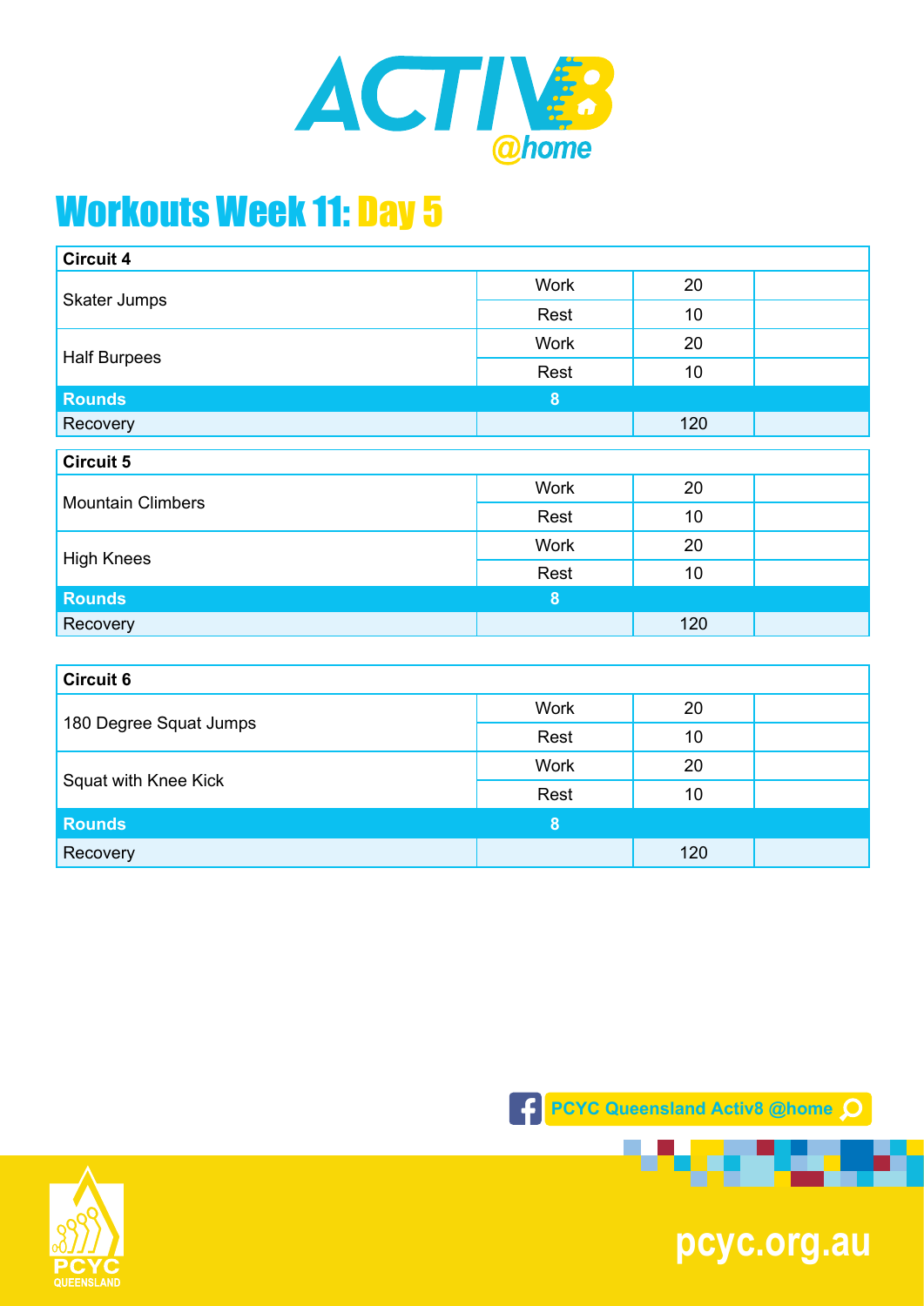# Workouts Week 11: Day 5

| Circuit 4 | | | |
|---|---|---|---|
| Skater Jumps | Work | 20 | |
| | Rest | 10 | |
| Half Burpees | Work | 20 | |
| | Rest | 10 | |
| **Rounds** | **8** | | |
| Recovery | | 120 | |

| Circuit 5 | | | |
|---|---|---|---|
| Mountain Climbers | Work | 20 | |
| | Rest | 10 | |
| High Knees | Work | 20 | |
| | Rest | 10 | |
| **Rounds** | **8** | | |
| Recovery | | 120 | |

| Circuit 6 | | | |
|---|---|---|---|
| 180 Degree Squat Jumps | Work | 20 | |
| | Rest | 10 | |
| Squat with Knee Kick | Work | 20 | |
| | Rest | 10 | |
| **Rounds** | **8** | | |
| Recovery | | 120 | |

PCYC Queensland Activ8 @home

pcyc.org.au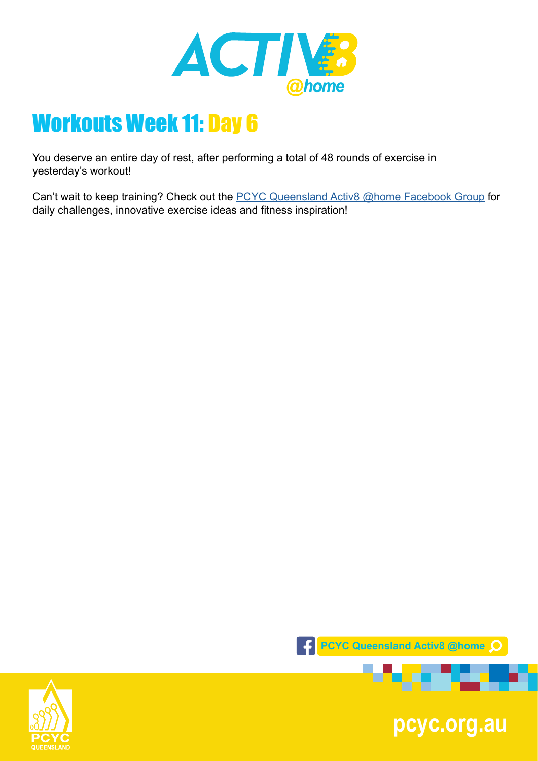# Workouts Week 11: Day 6

You deserve an entire day of rest, after performing a total of 48 rounds of exercise in yesterday's workout!

Can't wait to keep training? Check out the PCYC Queensland Activ8 @home Facebook Group for daily challenges, innovative exercise ideas and fitness inspiration!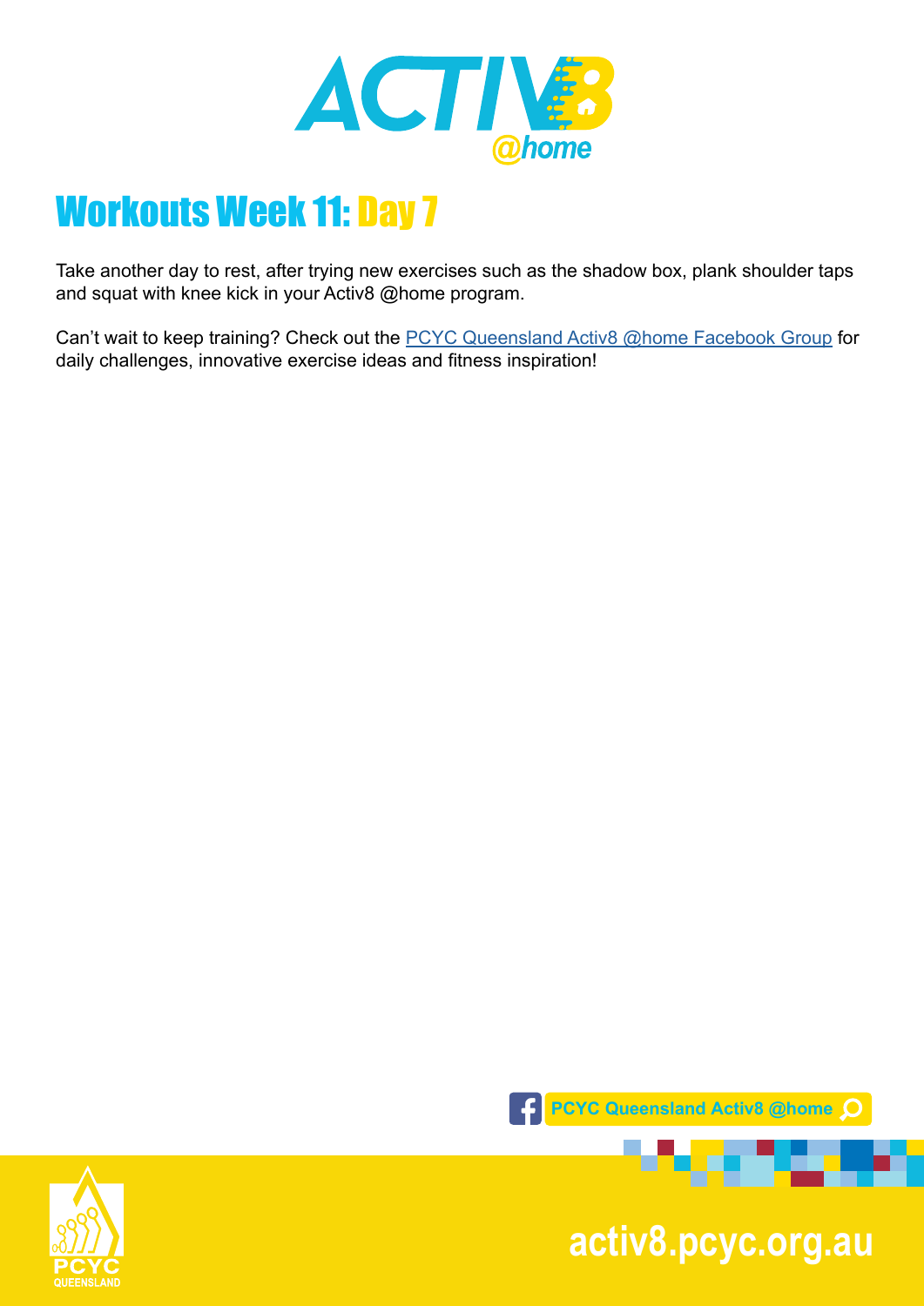# Workouts Week 11: Day 7

Take another day to rest, after trying new exercises such as the shadow box, plank shoulder taps and squat with knee kick in your Activ8 @home program.

Can't wait to keep training? Check out the PCYC Queensland Activ8 @home Facebook Group for daily challenges, innovative exercise ideas and fitness inspiration!

PCYC Queensland Activ8 @home

activ8.pcyc.org.au